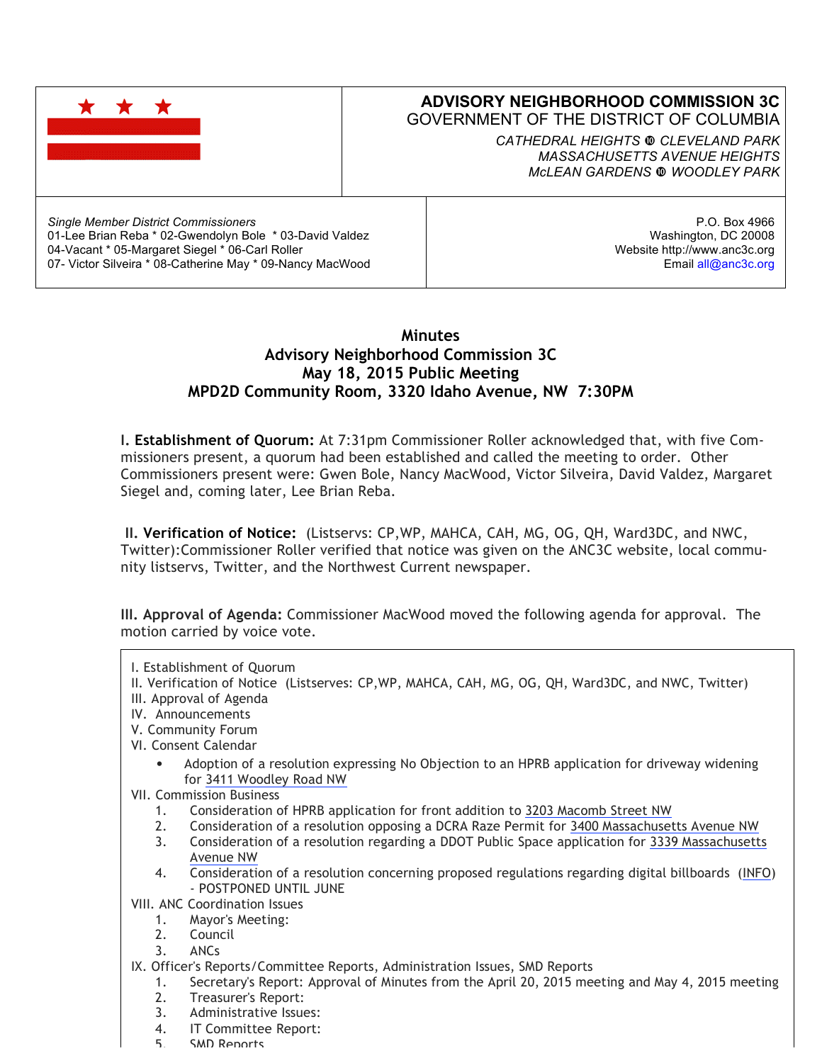# ADVISORY NEIGHBORHOOD COMMISSION 3C
GOVERNMENT OF THE DISTRICT OF COLUMBIA

*CATHEDRAL HEIGHTS ⓾ CLEVELAND PARK*
*MASSACHUSETTS AVENUE HEIGHTS*
*McLEAN GARDENS ⓾ WOODLEY PARK*

*Single Member District Commissioners*
01-Lee Brian Reba * 02-Gwendolyn Bole * 03-David Valdez
04-Vacant * 05-Margaret Siegel * 06-Carl Roller
07- Victor Silveira * 08-Catherine May * 09-Nancy MacWood

P.O. Box 4966
Washington, DC 20008
Website http://www.anc3c.org
Email all@anc3c.org

## Minutes
## Advisory Neighborhood Commission 3C
## May 18, 2015 Public Meeting
## MPD2D Community Room, 3320 Idaho Avenue, NW 7:30PM

**I. Establishment of Quorum:** At 7:31pm Commissioner Roller acknowledged that, with five Commissioners present, a quorum had been established and called the meeting to order. Other Commissioners present were: Gwen Bole, Nancy MacWood, Victor Silveira, David Valdez, Margaret Siegel and, coming later, Lee Brian Reba.

**II. Verification of Notice:** (Listservs: CP,WP, MAHCA, CAH, MG, OG, QH, Ward3DC, and NWC, Twitter):Commissioner Roller verified that notice was given on the ANC3C website, local community listservs, Twitter, and the Northwest Current newspaper.

**III. Approval of Agenda:** Commissioner MacWood moved the following agenda for approval. The motion carried by voice vote.

I. Establishment of Quorum
II. Verification of Notice (Listserves: CP,WP, MAHCA, CAH, MG, OG, QH, Ward3DC, and NWC, Twitter)
III. Approval of Agenda
IV. Announcements
V. Community Forum
VI. Consent Calendar

- Adoption of a resolution expressing No Objection to an HPRB application for driveway widening for 3411 Woodley Road NW

VII. Commission Business

1. Consideration of HPRB application for front addition to 3203 Macomb Street NW
2. Consideration of a resolution opposing a DCRA Raze Permit for 3400 Massachusetts Avenue NW
3. Consideration of a resolution regarding a DDOT Public Space application for 3339 Massachusetts Avenue NW
4. Consideration of a resolution concerning proposed regulations regarding digital billboards (INFO) - POSTPONED UNTIL JUNE

VIII. ANC Coordination Issues

1. Mayor's Meeting:
2. Council
3. ANCs

IX. Officer's Reports/Committee Reports, Administration Issues, SMD Reports

1. Secretary's Report: Approval of Minutes from the April 20, 2015 meeting and May 4, 2015 meeting
2. Treasurer's Report:
3. Administrative Issues:
4. IT Committee Report:
5. SMD Reports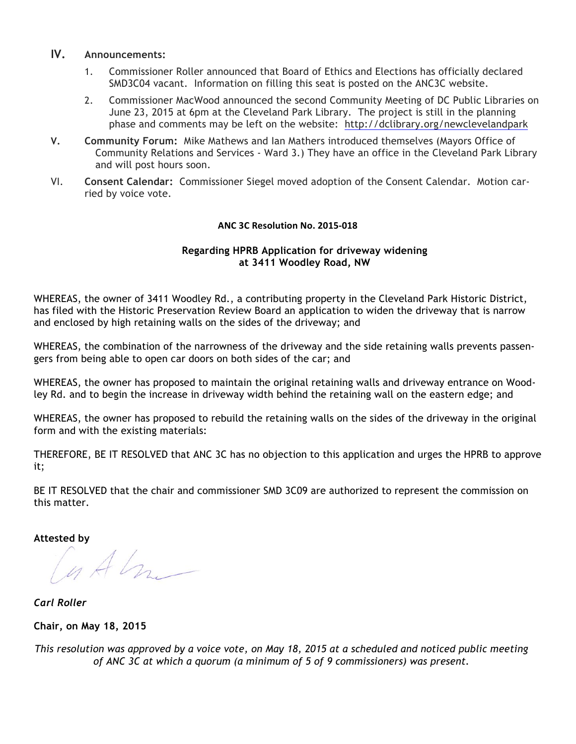## IV. Announcements:

1. Commissioner Roller announced that Board of Ethics and Elections has officially declared SMD3C04 vacant. Information on filling this seat is posted on the ANC3C website.
2. Commissioner MacWood announced the second Community Meeting of DC Public Libraries on June 23, 2015 at 6pm at the Cleveland Park Library. The project is still in the planning phase and comments may be left on the website: http://dclibrary.org/newclevelandpark

V. **Community Forum:** Mike Mathews and Ian Mathers introduced themselves (Mayors Office of Community Relations and Services - Ward 3.) They have an office in the Cleveland Park Library and will post hours soon.

VI. **Consent Calendar:** Commissioner Siegel moved adoption of the Consent Calendar. Motion carried by voice vote.

**ANC 3C Resolution No. 2015-018**

**Regarding HPRB Application for driveway widening at 3411 Woodley Road, NW**

WHEREAS, the owner of 3411 Woodley Rd., a contributing property in the Cleveland Park Historic District, has filed with the Historic Preservation Review Board an application to widen the driveway that is narrow and enclosed by high retaining walls on the sides of the driveway; and

WHEREAS, the combination of the narrowness of the driveway and the side retaining walls prevents passengers from being able to open car doors on both sides of the car; and

WHEREAS, the owner has proposed to maintain the original retaining walls and driveway entrance on Woodley Rd. and to begin the increase in driveway width behind the retaining wall on the eastern edge; and

WHEREAS, the owner has proposed to rebuild the retaining walls on the sides of the driveway in the original form and with the existing materials:

THEREFORE, BE IT RESOLVED that ANC 3C has no objection to this application and urges the HPRB to approve it;

BE IT RESOLVED that the chair and commissioner SMD 3C09 are authorized to represent the commission on this matter.

**Attested by**

***Carl Roller***

**Chair, on May 18, 2015**

*This resolution was approved by a voice vote, on May 18, 2015 at a scheduled and noticed public meeting of ANC 3C at which a quorum (a minimum of 5 of 9 commissioners) was present.*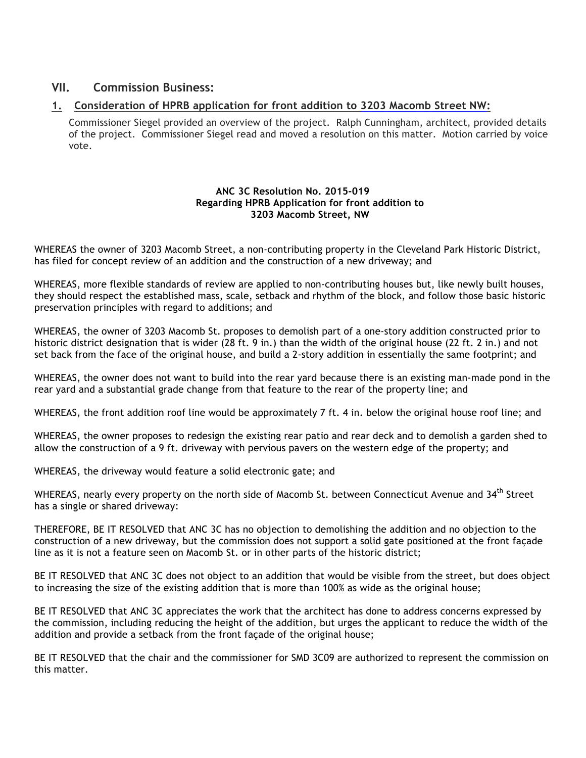## VII. Commission Business:

### 1. Consideration of HPRB application for front addition to 3203 Macomb Street NW:

Commissioner Siegel provided an overview of the project. Ralph Cunningham, architect, provided details of the project. Commissioner Siegel read and moved a resolution on this matter. Motion carried by voice vote.

**ANC 3C Resolution No. 2015-019**
**Regarding HPRB Application for front addition to**
**3203 Macomb Street, NW**

WHEREAS the owner of 3203 Macomb Street, a non-contributing property in the Cleveland Park Historic District, has filed for concept review of an addition and the construction of a new driveway; and

WHEREAS, more flexible standards of review are applied to non-contributing houses but, like newly built houses, they should respect the established mass, scale, setback and rhythm of the block, and follow those basic historic preservation principles with regard to additions; and

WHEREAS, the owner of 3203 Macomb St. proposes to demolish part of a one-story addition constructed prior to historic district designation that is wider (28 ft. 9 in.) than the width of the original house (22 ft. 2 in.) and not set back from the face of the original house, and build a 2-story addition in essentially the same footprint; and

WHEREAS, the owner does not want to build into the rear yard because there is an existing man-made pond in the rear yard and a substantial grade change from that feature to the rear of the property line; and

WHEREAS, the front addition roof line would be approximately 7 ft. 4 in. below the original house roof line; and

WHEREAS, the owner proposes to redesign the existing rear patio and rear deck and to demolish a garden shed to allow the construction of a 9 ft. driveway with pervious pavers on the western edge of the property; and

WHEREAS, the driveway would feature a solid electronic gate; and

WHEREAS, nearly every property on the north side of Macomb St. between Connecticut Avenue and 34th Street has a single or shared driveway:

THEREFORE, BE IT RESOLVED that ANC 3C has no objection to demolishing the addition and no objection to the construction of a new driveway, but the commission does not support a solid gate positioned at the front façade line as it is not a feature seen on Macomb St. or in other parts of the historic district;

BE IT RESOLVED that ANC 3C does not object to an addition that would be visible from the street, but does object to increasing the size of the existing addition that is more than 100% as wide as the original house;

BE IT RESOLVED that ANC 3C appreciates the work that the architect has done to address concerns expressed by the commission, including reducing the height of the addition, but urges the applicant to reduce the width of the addition and provide a setback from the front façade of the original house;

BE IT RESOLVED that the chair and the commissioner for SMD 3C09 are authorized to represent the commission on this matter.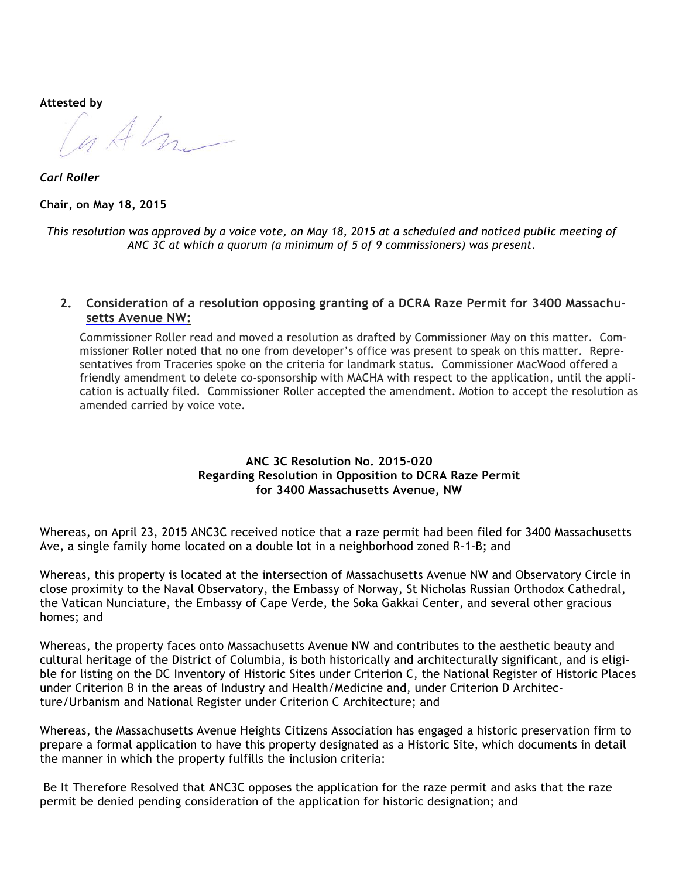**Attested by**

*Carl Roller*

**Chair, on May 18, 2015**

*This resolution was approved by a voice vote, on May 18, 2015 at a scheduled and noticed public meeting of ANC 3C at which a quorum (a minimum of 5 of 9 commissioners) was present.*

## 2. Consideration of a resolution opposing granting of a DCRA Raze Permit for 3400 Massachusetts Avenue NW:

Commissioner Roller read and moved a resolution as drafted by Commissioner May on this matter. Commissioner Roller noted that no one from developer's office was present to speak on this matter. Representatives from Traceries spoke on the criteria for landmark status. Commissioner MacWood offered a friendly amendment to delete co-sponsorship with MACHA with respect to the application, until the application is actually filed. Commissioner Roller accepted the amendment. Motion to accept the resolution as amended carried by voice vote.

### ANC 3C Resolution No. 2015-020
### Regarding Resolution in Opposition to DCRA Raze Permit for 3400 Massachusetts Avenue, NW

Whereas, on April 23, 2015 ANC3C received notice that a raze permit had been filed for 3400 Massachusetts Ave, a single family home located on a double lot in a neighborhood zoned R-1-B; and

Whereas, this property is located at the intersection of Massachusetts Avenue NW and Observatory Circle in close proximity to the Naval Observatory, the Embassy of Norway, St Nicholas Russian Orthodox Cathedral, the Vatican Nunciature, the Embassy of Cape Verde, the Soka Gakkai Center, and several other gracious homes; and

Whereas, the property faces onto Massachusetts Avenue NW and contributes to the aesthetic beauty and cultural heritage of the District of Columbia, is both historically and architecturally significant, and is eligible for listing on the DC Inventory of Historic Sites under Criterion C, the National Register of Historic Places under Criterion B in the areas of Industry and Health/Medicine and, under Criterion D Architecture/Urbanism and National Register under Criterion C Architecture; and

Whereas, the Massachusetts Avenue Heights Citizens Association has engaged a historic preservation firm to prepare a formal application to have this property designated as a Historic Site, which documents in detail the manner in which the property fulfills the inclusion criteria:

Be It Therefore Resolved that ANC3C opposes the application for the raze permit and asks that the raze permit be denied pending consideration of the application for historic designation; and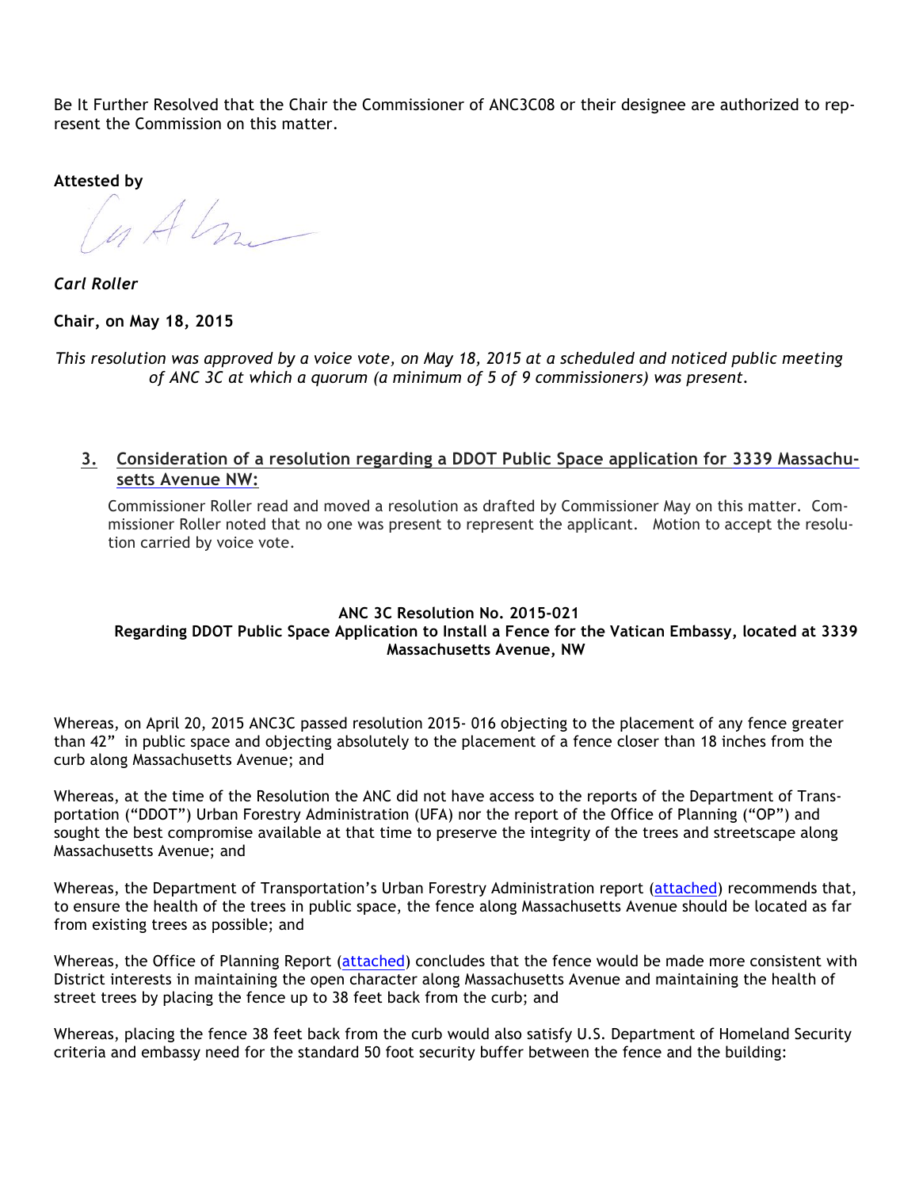Be It Further Resolved that the Chair the Commissioner of ANC3C08 or their designee are authorized to represent the Commission on this matter.

**Attested by**

***Carl Roller***

**Chair, on May 18, 2015**

*This resolution was approved by a voice vote, on May 18, 2015 at a scheduled and noticed public meeting of ANC 3C at which a quorum (a minimum of 5 of 9 commissioners) was present.*

### 3. Consideration of a resolution regarding a DDOT Public Space application for 3339 Massachusetts Avenue NW:

Commissioner Roller read and moved a resolution as drafted by Commissioner May on this matter. Commissioner Roller noted that no one was present to represent the applicant. Motion to accept the resolution carried by voice vote.

**ANC 3C Resolution No. 2015-021**
**Regarding DDOT Public Space Application to Install a Fence for the Vatican Embassy, located at 3339 Massachusetts Avenue, NW**

Whereas, on April 20, 2015 ANC3C passed resolution 2015- 016 objecting to the placement of any fence greater than 42" in public space and objecting absolutely to the placement of a fence closer than 18 inches from the curb along Massachusetts Avenue; and

Whereas, at the time of the Resolution the ANC did not have access to the reports of the Department of Transportation ("DDOT") Urban Forestry Administration (UFA) nor the report of the Office of Planning ("OP") and sought the best compromise available at that time to preserve the integrity of the trees and streetscape along Massachusetts Avenue; and

Whereas, the Department of Transportation's Urban Forestry Administration report (attached) recommends that, to ensure the health of the trees in public space, the fence along Massachusetts Avenue should be located as far from existing trees as possible; and

Whereas, the Office of Planning Report (attached) concludes that the fence would be made more consistent with District interests in maintaining the open character along Massachusetts Avenue and maintaining the health of street trees by placing the fence up to 38 feet back from the curb; and

Whereas, placing the fence 38 feet back from the curb would also satisfy U.S. Department of Homeland Security criteria and embassy need for the standard 50 foot security buffer between the fence and the building: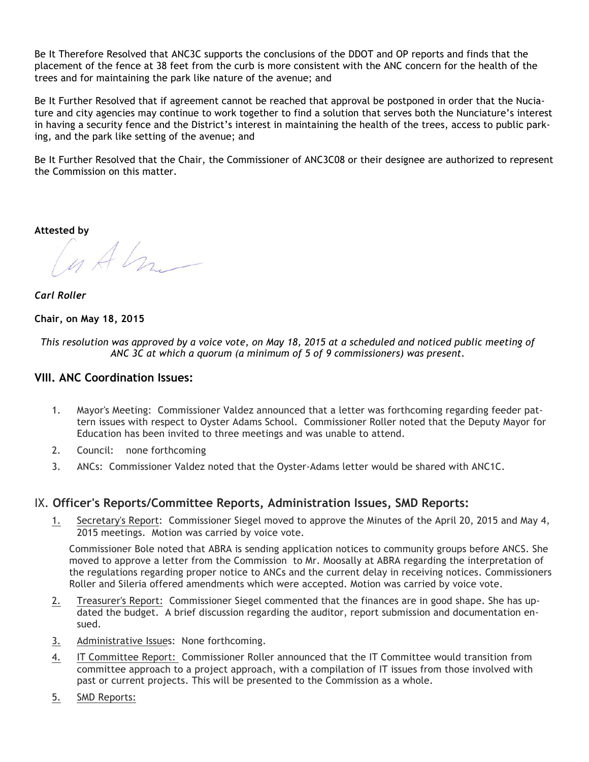Be It Therefore Resolved that ANC3C supports the conclusions of the DDOT and OP reports and finds that the placement of the fence at 38 feet from the curb is more consistent with the ANC concern for the health of the trees and for maintaining the park like nature of the avenue; and

Be It Further Resolved that if agreement cannot be reached that approval be postponed in order that the Nunciature and city agencies may continue to work together to find a solution that serves both the Nunciature's interest in having a security fence and the District's interest in maintaining the health of the trees, access to public parking, and the park like setting of the avenue; and

Be It Further Resolved that the Chair, the Commissioner of ANC3C08 or their designee are authorized to represent the Commission on this matter.

**Attested by**

***Carl Roller***

**Chair, on May 18, 2015**

*This resolution was approved by a voice vote, on May 18, 2015 at a scheduled and noticed public meeting of ANC 3C at which a quorum (a minimum of 5 of 9 commissioners) was present.*

## VIII. ANC Coordination Issues:

1. Mayor's Meeting: Commissioner Valdez announced that a letter was forthcoming regarding feeder pattern issues with respect to Oyster Adams School. Commissioner Roller noted that the Deputy Mayor for Education has been invited to three meetings and was unable to attend.
2. Council: none forthcoming
3. ANCs: Commissioner Valdez noted that the Oyster-Adams letter would be shared with ANC1C.

## IX. Officer's Reports/Committee Reports, Administration Issues, SMD Reports:

1. Secretary's Report: Commissioner Siegel moved to approve the Minutes of the April 20, 2015 and May 4, 2015 meetings. Motion was carried by voice vote.

   Commissioner Bole noted that ABRA is sending application notices to community groups before ANCS. She moved to approve a letter from the Commission to Mr. Moosally at ABRA regarding the interpretation of the regulations regarding proper notice to ANCs and the current delay in receiving notices. Commissioners Roller and Sileria offered amendments which were accepted. Motion was carried by voice vote.
2. Treasurer's Report: Commissioner Siegel commented that the finances are in good shape. She has updated the budget. A brief discussion regarding the auditor, report submission and documentation ensued.
3. Administrative Issues: None forthcoming.
4. IT Committee Report: Commissioner Roller announced that the IT Committee would transition from committee approach to a project approach, with a compilation of IT issues from those involved with past or current projects. This will be presented to the Commission as a whole.
5. SMD Reports: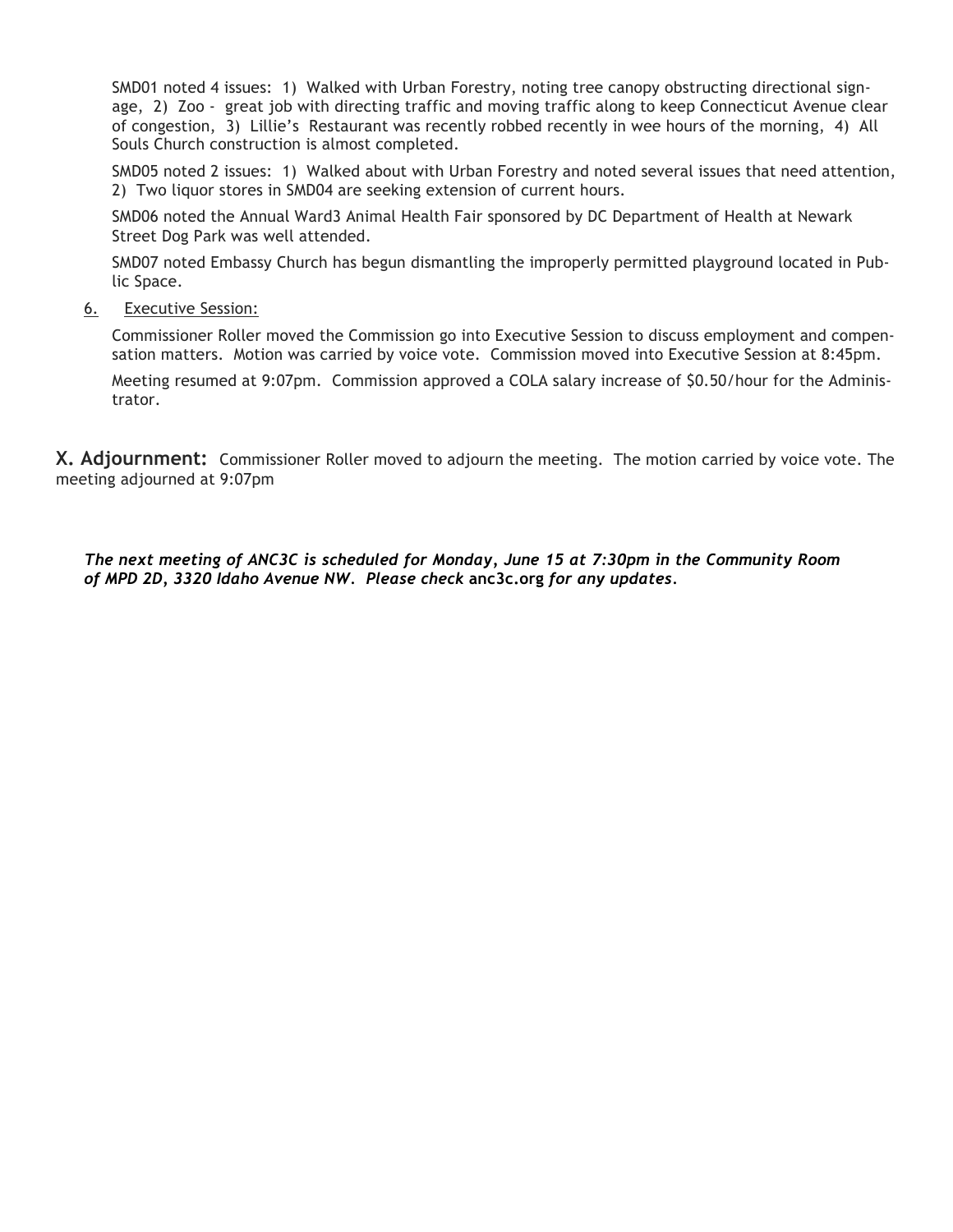SMD01 noted 4 issues: 1) Walked with Urban Forestry, noting tree canopy obstructing directional signage, 2) Zoo - great job with directing traffic and moving traffic along to keep Connecticut Avenue clear of congestion, 3) Lillie's Restaurant was recently robbed recently in wee hours of the morning, 4) All Souls Church construction is almost completed.

SMD05 noted 2 issues: 1) Walked about with Urban Forestry and noted several issues that need attention, 2) Two liquor stores in SMD04 are seeking extension of current hours.

SMD06 noted the Annual Ward3 Animal Health Fair sponsored by DC Department of Health at Newark Street Dog Park was well attended.

SMD07 noted Embassy Church has begun dismantling the improperly permitted playground located in Public Space.

6. Executive Session:

Commissioner Roller moved the Commission go into Executive Session to discuss employment and compensation matters. Motion was carried by voice vote. Commission moved into Executive Session at 8:45pm.

Meeting resumed at 9:07pm. Commission approved a COLA salary increase of $0.50/hour for the Administrator.

**X. Adjournment:** Commissioner Roller moved to adjourn the meeting. The motion carried by voice vote. The meeting adjourned at 9:07pm

***The next meeting of ANC3C is scheduled for Monday, June 15 at 7:30pm in the Community Room of MPD 2D, 3320 Idaho Avenue NW. Please check*** **anc3c.org** ***for any updates.***